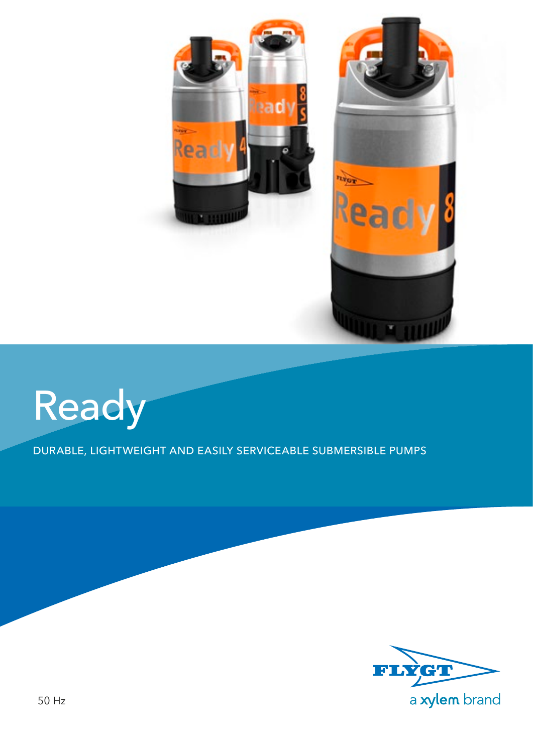# Ready

DURABLE, LIGHTWEIGHT AND EASILY SERVICEABLE SUBMERSIBLE PUMPS

50 Hz

FLYGT

a xylem brand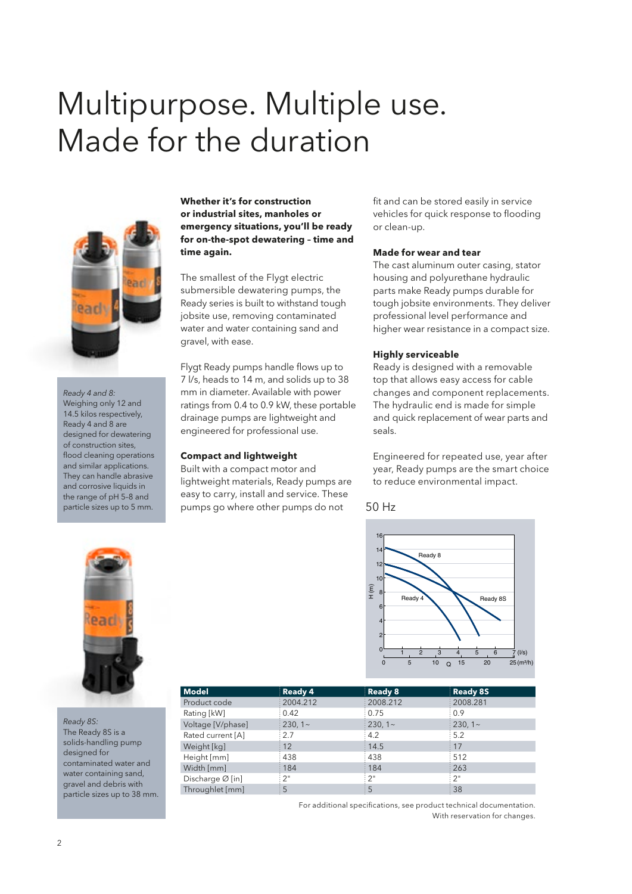# Multipurpose. Multiple use. Made for the duration

*Ready 4 and 8:*
Weighing only 12 and 14.5 kilos respectively, Ready 4 and 8 are designed for dewatering of construction sites, flood cleaning operations and similar applications. They can handle abrasive and corrosive liquids in the range of pH 5–8 and particle sizes up to 5 mm.

*Ready 8S:*
The Ready 8S is a solids-handling pump designed for contaminated water and water containing sand, gravel and debris with particle sizes up to 38 mm.

**Whether it's for construction or industrial sites, manholes or emergency situations, you'll be ready for on-the-spot dewatering – time and time again.**

The smallest of the Flygt electric submersible dewatering pumps, the Ready series is built to withstand tough jobsite use, removing contaminated water and water containing sand and gravel, with ease.

Flygt Ready pumps handle flows up to 7 l/s, heads to 14 m, and solids up to 38 mm in diameter. Available with power ratings from 0.4 to 0.9 kW, these portable drainage pumps are lightweight and engineered for professional use.

**Compact and lightweight**
Built with a compact motor and lightweight materials, Ready pumps are easy to carry, install and service. These pumps go where other pumps do not fit and can be stored easily in service vehicles for quick response to flooding or clean-up.

**Made for wear and tear**
The cast aluminum outer casing, stator housing and polyurethane hydraulic parts make Ready pumps durable for tough jobsite environments. They deliver professional level performance and higher wear resistance in a compact size.

**Highly serviceable**
Ready is designed with a removable top that allows easy access for cable changes and component replacements. The hydraulic end is made for simple and quick replacement of wear parts and seals.

Engineered for repeated use, year after year, Ready pumps are the smart choice to reduce environmental impact.

50 Hz

| Model | Ready 4 | Ready 8 | Ready 8S |
|---|---|---|---|
| Product code | 2004.212 | 2008.212 | 2008.281 |
| Rating [kW] | 0.42 | 0.75 | 0.9 |
| Voltage [V/phase] | 230, 1~ | 230, 1~ | 230, 1~ |
| Rated current [A] | 2.7 | 4.2 | 5.2 |
| Weight [kg] | 12 | 14.5 | 17 |
| Height [mm] | 438 | 438 | 512 |
| Width [mm] | 184 | 184 | 263 |
| Discharge Ø [in] | 2" | 2" | 2" |
| Throughlet [mm] | 5 | 5 | 38 |

For additional specifications, see product technical documentation.
With reservation for changes.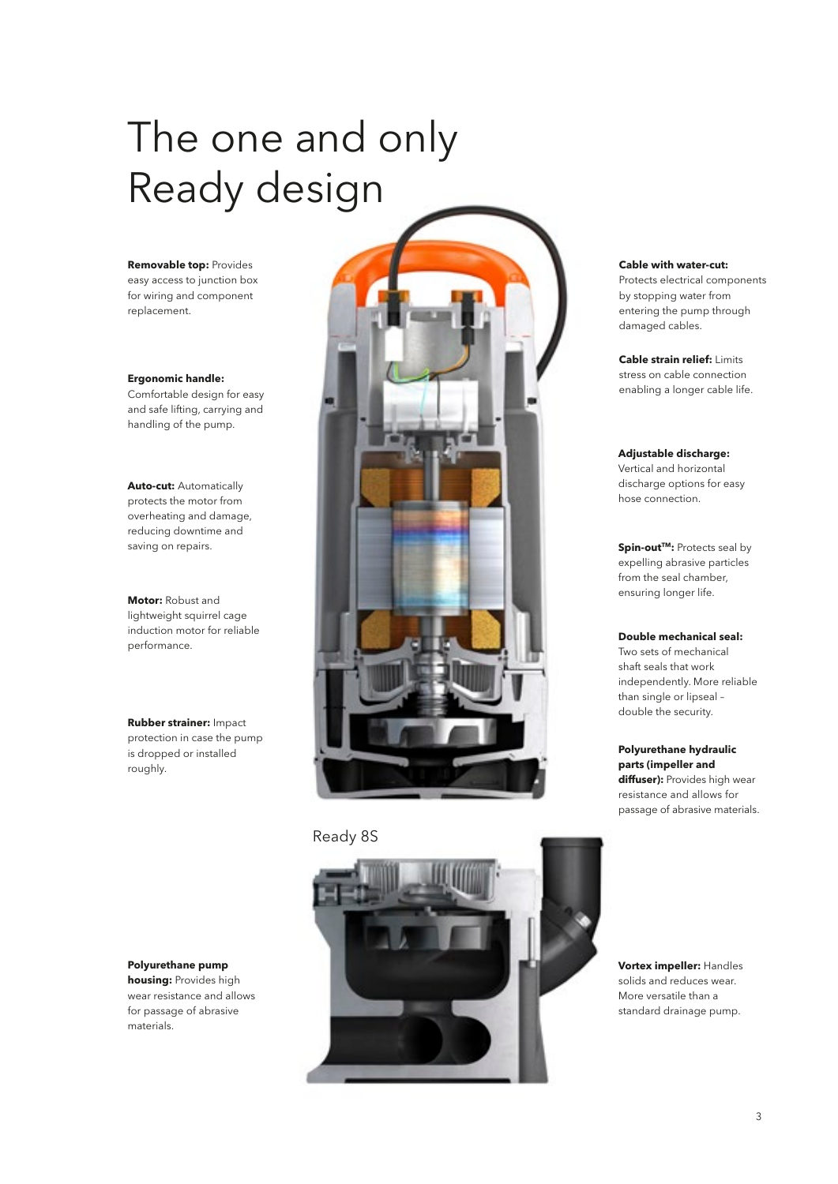# The one and only Ready design

**Removable top:** Provides easy access to junction box for wiring and component replacement.

**Ergonomic handle:** Comfortable design for easy and safe lifting, carrying and handling of the pump.

**Auto-cut:** Automatically protects the motor from overheating and damage, reducing downtime and saving on repairs.

**Motor:** Robust and lightweight squirrel cage induction motor for reliable performance.

**Rubber strainer:** Impact protection in case the pump is dropped or installed roughly.

**Cable with water-cut:** Protects electrical components by stopping water from entering the pump through damaged cables.

**Cable strain relief:** Limits stress on cable connection enabling a longer cable life.

**Adjustable discharge:** Vertical and horizontal discharge options for easy hose connection.

**Spin-out™:** Protects seal by expelling abrasive particles from the seal chamber, ensuring longer life.

**Double mechanical seal:** Two sets of mechanical shaft seals that work independently. More reliable than single or lipseal – double the security.

**Polyurethane hydraulic parts (impeller and diffuser):** Provides high wear resistance and allows for passage of abrasive materials.

Ready 8S

**Polyurethane pump housing:** Provides high wear resistance and allows for passage of abrasive materials.

**Vortex impeller:** Handles solids and reduces wear. More versatile than a standard drainage pump.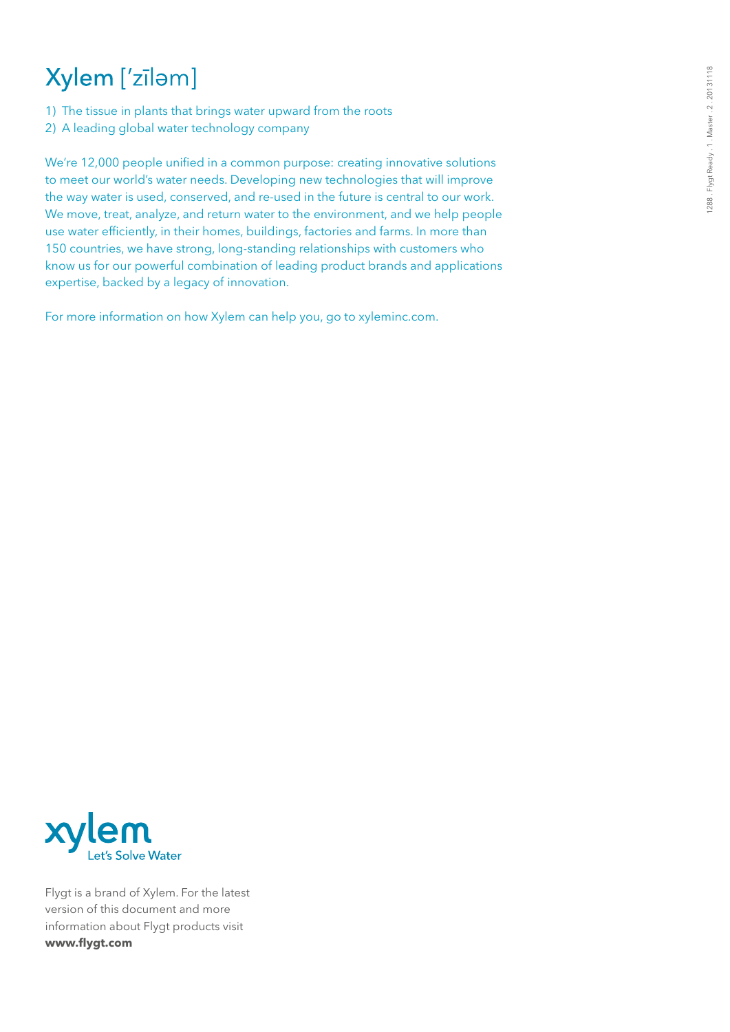# Xylem ['zīləm]

1) The tissue in plants that brings water upward from the roots
2) A leading global water technology company

We're 12,000 people unified in a common purpose: creating innovative solutions to meet our world's water needs. Developing new technologies that will improve the way water is used, conserved, and re-used in the future is central to our work. We move, treat, analyze, and return water to the environment, and we help people use water efficiently, in their homes, buildings, factories and farms. In more than 150 countries, we have strong, long-standing relationships with customers who know us for our powerful combination of leading product brands and applications expertise, backed by a legacy of innovation.

For more information on how Xylem can help you, go to xyleminc.com.

xylem
Let's Solve Water

Flygt is a brand of Xylem. For the latest version of this document and more information about Flygt products visit **www.flygt.com**

1288 . Flygt Ready . 1 . Master . 2 . 20131118